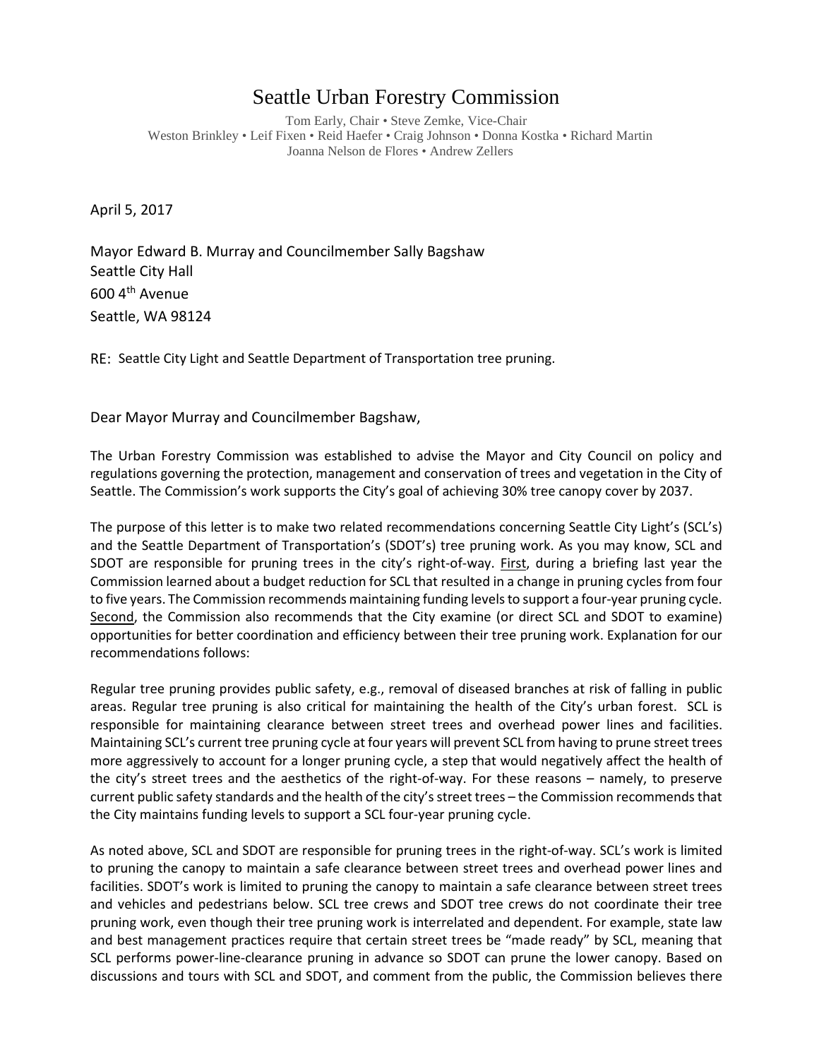# Seattle Urban Forestry Commission

Tom Early, Chair • Steve Zemke, Vice-Chair
Weston Brinkley • Leif Fixen • Reid Haefer • Craig Johnson • Donna Kostka • Richard Martin
Joanna Nelson de Flores • Andrew Zellers

April 5, 2017

Mayor Edward B. Murray and Councilmember Sally Bagshaw
Seattle City Hall
600 4th Avenue
Seattle, WA 98124

RE: Seattle City Light and Seattle Department of Transportation tree pruning.

Dear Mayor Murray and Councilmember Bagshaw,

The Urban Forestry Commission was established to advise the Mayor and City Council on policy and regulations governing the protection, management and conservation of trees and vegetation in the City of Seattle. The Commission's work supports the City's goal of achieving 30% tree canopy cover by 2037.

The purpose of this letter is to make two related recommendations concerning Seattle City Light's (SCL's) and the Seattle Department of Transportation's (SDOT's) tree pruning work. As you may know, SCL and SDOT are responsible for pruning trees in the city's right-of-way. First, during a briefing last year the Commission learned about a budget reduction for SCL that resulted in a change in pruning cycles from four to five years. The Commission recommends maintaining funding levels to support a four-year pruning cycle. Second, the Commission also recommends that the City examine (or direct SCL and SDOT to examine) opportunities for better coordination and efficiency between their tree pruning work. Explanation for our recommendations follows:

Regular tree pruning provides public safety, e.g., removal of diseased branches at risk of falling in public areas. Regular tree pruning is also critical for maintaining the health of the City's urban forest. SCL is responsible for maintaining clearance between street trees and overhead power lines and facilities. Maintaining SCL's current tree pruning cycle at four years will prevent SCL from having to prune street trees more aggressively to account for a longer pruning cycle, a step that would negatively affect the health of the city's street trees and the aesthetics of the right-of-way. For these reasons – namely, to preserve current public safety standards and the health of the city's street trees – the Commission recommends that the City maintains funding levels to support a SCL four-year pruning cycle.

As noted above, SCL and SDOT are responsible for pruning trees in the right-of-way. SCL's work is limited to pruning the canopy to maintain a safe clearance between street trees and overhead power lines and facilities. SDOT's work is limited to pruning the canopy to maintain a safe clearance between street trees and vehicles and pedestrians below. SCL tree crews and SDOT tree crews do not coordinate their tree pruning work, even though their tree pruning work is interrelated and dependent. For example, state law and best management practices require that certain street trees be "made ready" by SCL, meaning that SCL performs power-line-clearance pruning in advance so SDOT can prune the lower canopy. Based on discussions and tours with SCL and SDOT, and comment from the public, the Commission believes there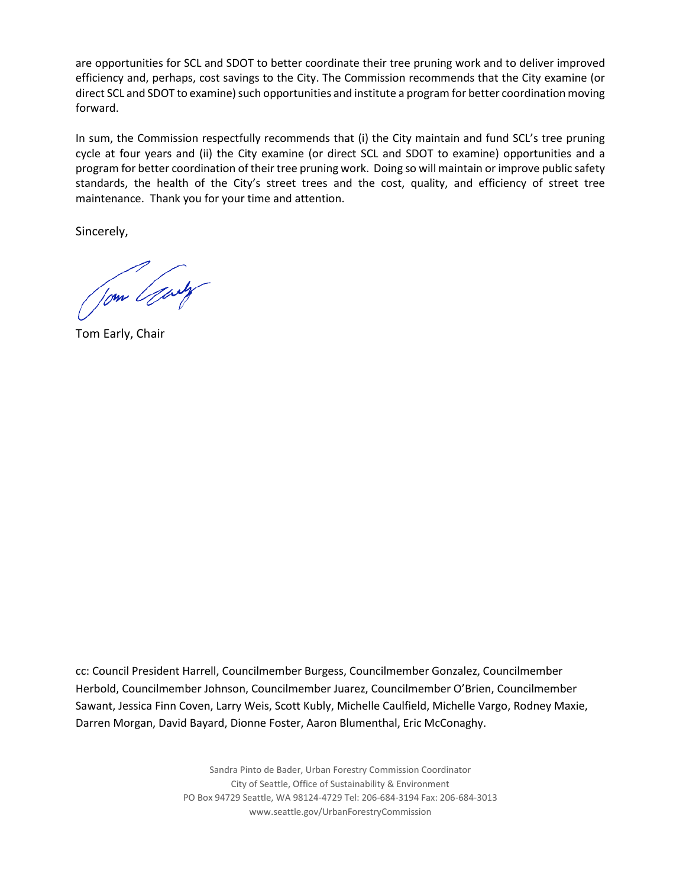are opportunities for SCL and SDOT to better coordinate their tree pruning work and to deliver improved efficiency and, perhaps, cost savings to the City. The Commission recommends that the City examine (or direct SCL and SDOT to examine) such opportunities and institute a program for better coordination moving forward.

In sum, the Commission respectfully recommends that (i) the City maintain and fund SCL's tree pruning cycle at four years and (ii) the City examine (or direct SCL and SDOT to examine) opportunities and a program for better coordination of their tree pruning work. Doing so will maintain or improve public safety standards, the health of the City's street trees and the cost, quality, and efficiency of street tree maintenance. Thank you for your time and attention.

Sincerely,

Tom Early, Chair

cc: Council President Harrell, Councilmember Burgess, Councilmember Gonzalez, Councilmember Herbold, Councilmember Johnson, Councilmember Juarez, Councilmember O'Brien, Councilmember Sawant, Jessica Finn Coven, Larry Weis, Scott Kubly, Michelle Caulfield, Michelle Vargo, Rodney Maxie, Darren Morgan, David Bayard, Dionne Foster, Aaron Blumenthal, Eric McConaghy.

Sandra Pinto de Bader, Urban Forestry Commission Coordinator
City of Seattle, Office of Sustainability & Environment
PO Box 94729 Seattle, WA 98124-4729 Tel: 206-684-3194 Fax: 206-684-3013
www.seattle.gov/UrbanForestryCommission